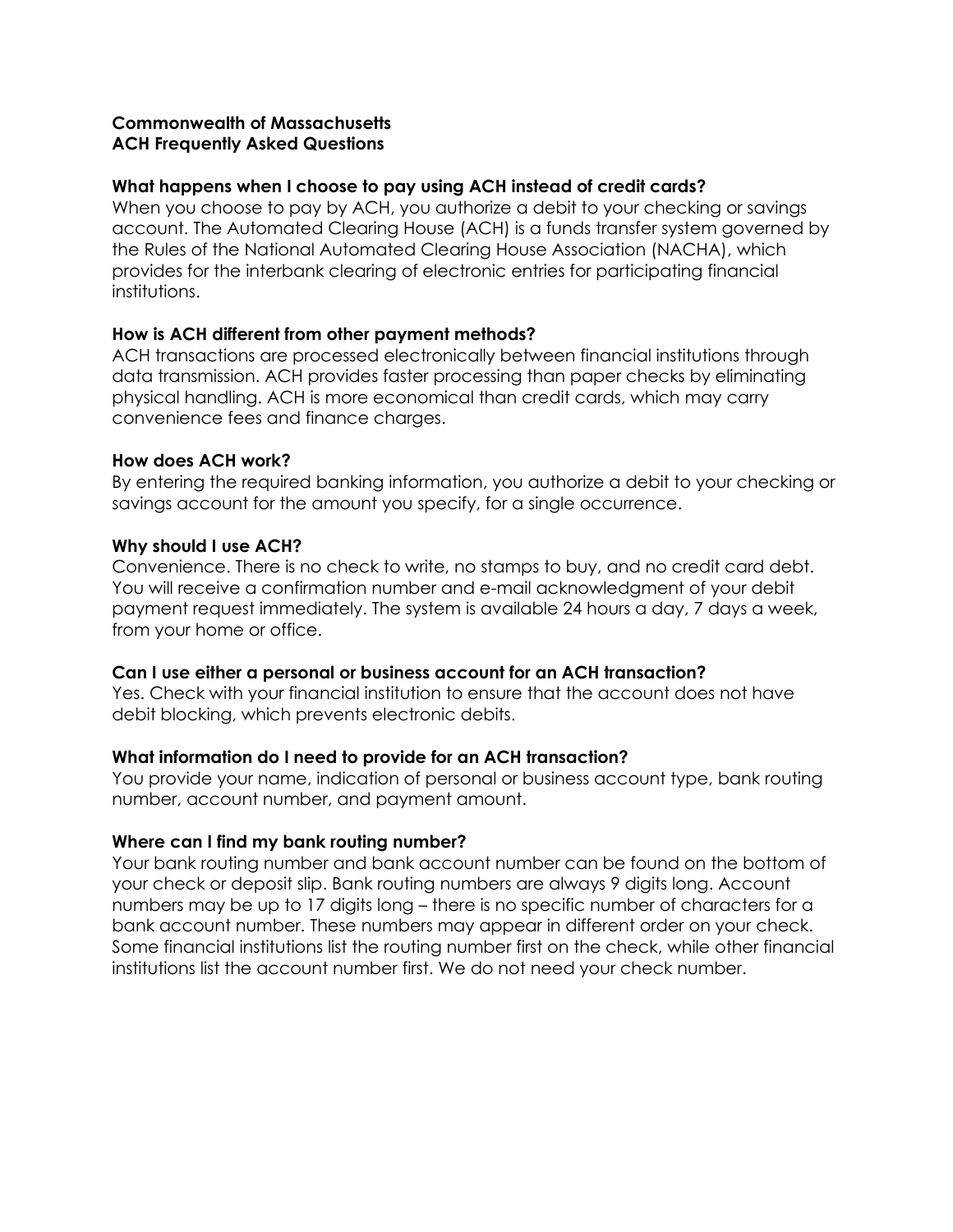**Commonwealth of Massachusetts**
**ACH Frequently Asked Questions**

**What happens when I choose to pay using ACH instead of credit cards?**

When you choose to pay by ACH, you authorize a debit to your checking or savings account. The Automated Clearing House (ACH) is a funds transfer system governed by the Rules of the National Automated Clearing House Association (NACHA), which provides for the interbank clearing of electronic entries for participating financial institutions.

**How is ACH different from other payment methods?**

ACH transactions are processed electronically between financial institutions through data transmission. ACH provides faster processing than paper checks by eliminating physical handling. ACH is more economical than credit cards, which may carry convenience fees and finance charges.

**How does ACH work?**

By entering the required banking information, you authorize a debit to your checking or savings account for the amount you specify, for a single occurrence.

**Why should I use ACH?**

Convenience. There is no check to write, no stamps to buy, and no credit card debt. You will receive a confirmation number and e-mail acknowledgment of your debit payment request immediately. The system is available 24 hours a day, 7 days a week, from your home or office.

**Can I use either a personal or business account for an ACH transaction?**

Yes. Check with your financial institution to ensure that the account does not have debit blocking, which prevents electronic debits.

**What information do I need to provide for an ACH transaction?**

You provide your name, indication of personal or business account type, bank routing number, account number, and payment amount.

**Where can I find my bank routing number?**

Your bank routing number and bank account number can be found on the bottom of your check or deposit slip. Bank routing numbers are always 9 digits long. Account numbers may be up to 17 digits long – there is no specific number of characters for a bank account number. These numbers may appear in different order on your check. Some financial institutions list the routing number first on the check, while other financial institutions list the account number first. We do not need your check number.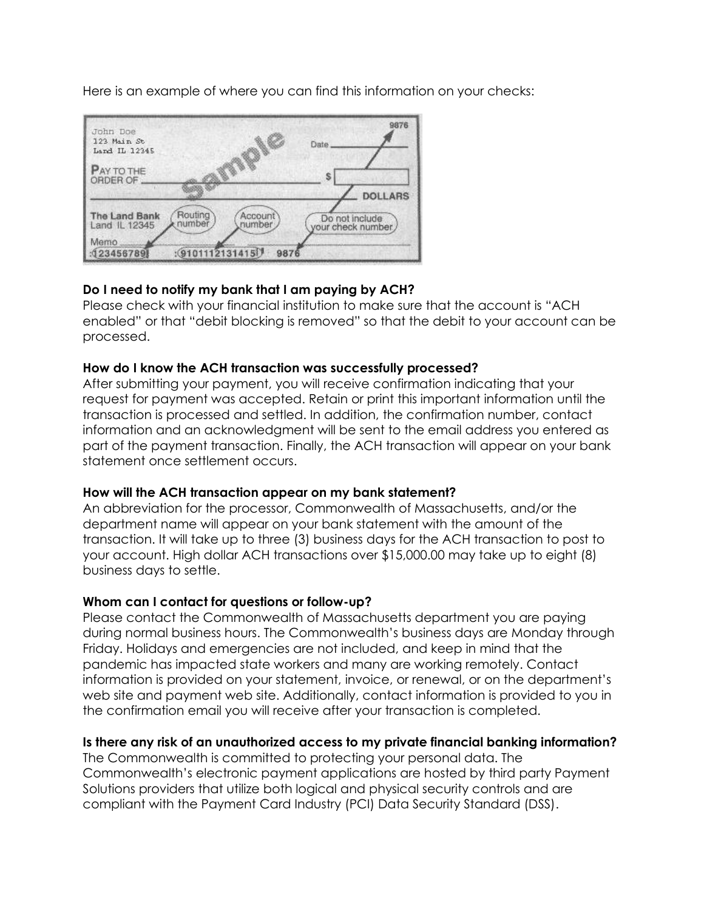Here is an example of where you can find this information on your checks:

**Do I need to notify my bank that I am paying by ACH?**
Please check with your financial institution to make sure that the account is "ACH enabled" or that "debit blocking is removed" so that the debit to your account can be processed.

**How do I know the ACH transaction was successfully processed?**
After submitting your payment, you will receive confirmation indicating that your request for payment was accepted. Retain or print this important information until the transaction is processed and settled. In addition, the confirmation number, contact information and an acknowledgment will be sent to the email address you entered as part of the payment transaction. Finally, the ACH transaction will appear on your bank statement once settlement occurs.

**How will the ACH transaction appear on my bank statement?**
An abbreviation for the processor, Commonwealth of Massachusetts, and/or the department name will appear on your bank statement with the amount of the transaction. It will take up to three (3) business days for the ACH transaction to post to your account. High dollar ACH transactions over $15,000.00 may take up to eight (8) business days to settle.

**Whom can I contact for questions or follow-up?**
Please contact the Commonwealth of Massachusetts department you are paying during normal business hours. The Commonwealth's business days are Monday through Friday. Holidays and emergencies are not included, and keep in mind that the pandemic has impacted state workers and many are working remotely. Contact information is provided on your statement, invoice, or renewal, or on the department's web site and payment web site. Additionally, contact information is provided to you in the confirmation email you will receive after your transaction is completed.

**Is there any risk of an unauthorized access to my private financial banking information?**
The Commonwealth is committed to protecting your personal data. The Commonwealth's electronic payment applications are hosted by third party Payment Solutions providers that utilize both logical and physical security controls and are compliant with the Payment Card Industry (PCI) Data Security Standard (DSS).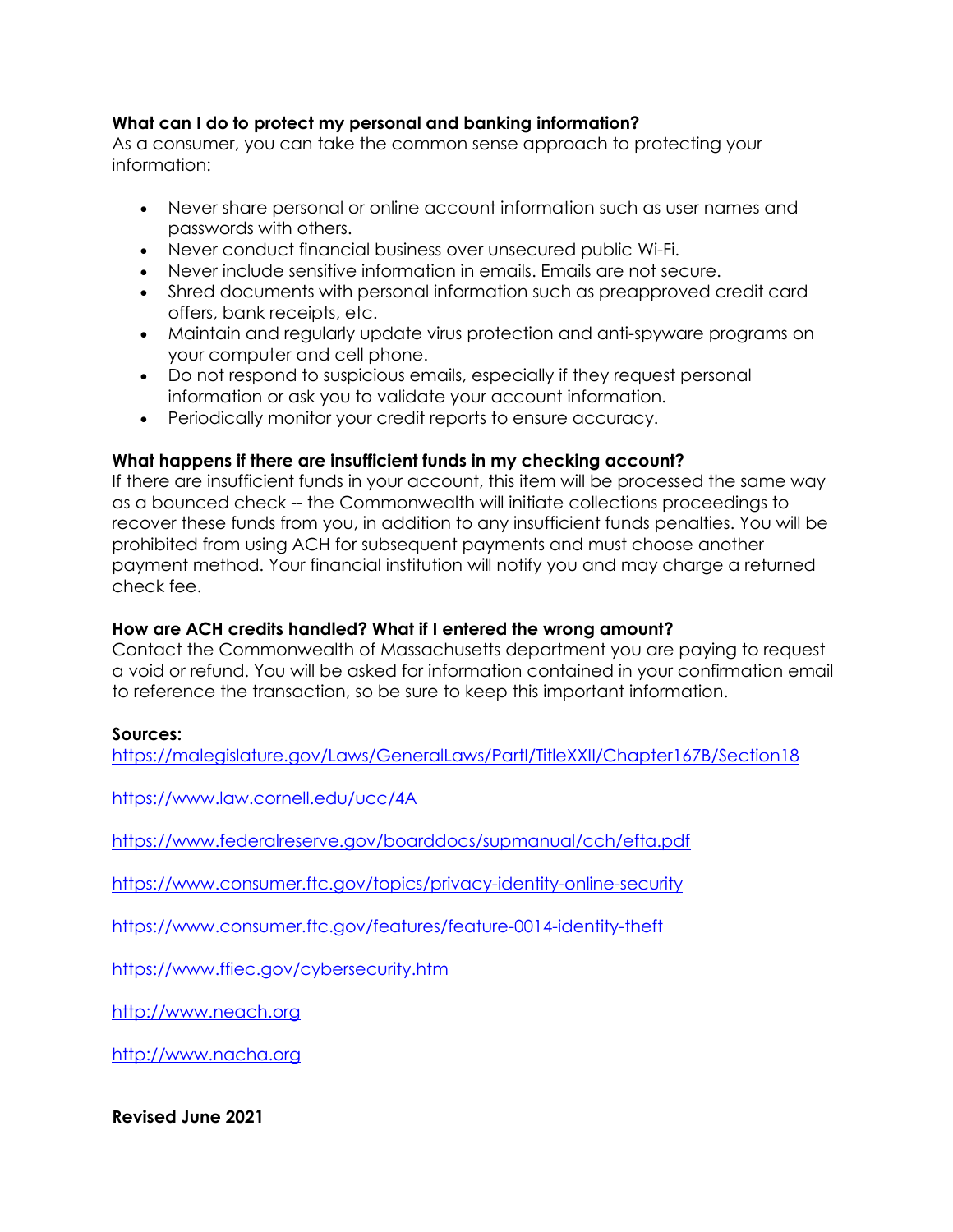**What can I do to protect my personal and banking information?**

As a consumer, you can take the common sense approach to protecting your information:

- Never share personal or online account information such as user names and passwords with others.
- Never conduct financial business over unsecured public Wi-Fi.
- Never include sensitive information in emails. Emails are not secure.
- Shred documents with personal information such as preapproved credit card offers, bank receipts, etc.
- Maintain and regularly update virus protection and anti-spyware programs on your computer and cell phone.
- Do not respond to suspicious emails, especially if they request personal information or ask you to validate your account information.
- Periodically monitor your credit reports to ensure accuracy.

**What happens if there are insufficient funds in my checking account?**

If there are insufficient funds in your account, this item will be processed the same way as a bounced check -- the Commonwealth will initiate collections proceedings to recover these funds from you, in addition to any insufficient funds penalties. You will be prohibited from using ACH for subsequent payments and must choose another payment method. Your financial institution will notify you and may charge a returned check fee.

**How are ACH credits handled? What if I entered the wrong amount?**

Contact the Commonwealth of Massachusetts department you are paying to request a void or refund. You will be asked for information contained in your confirmation email to reference the transaction, so be sure to keep this important information.

**Sources:**

https://malegislature.gov/Laws/GeneralLaws/PartI/TitleXXII/Chapter167B/Section18

https://www.law.cornell.edu/ucc/4A

https://www.federalreserve.gov/boarddocs/supmanual/cch/efta.pdf

https://www.consumer.ftc.gov/topics/privacy-identity-online-security

https://www.consumer.ftc.gov/features/feature-0014-identity-theft

https://www.ffiec.gov/cybersecurity.htm

http://www.neach.org

http://www.nacha.org

**Revised June 2021**